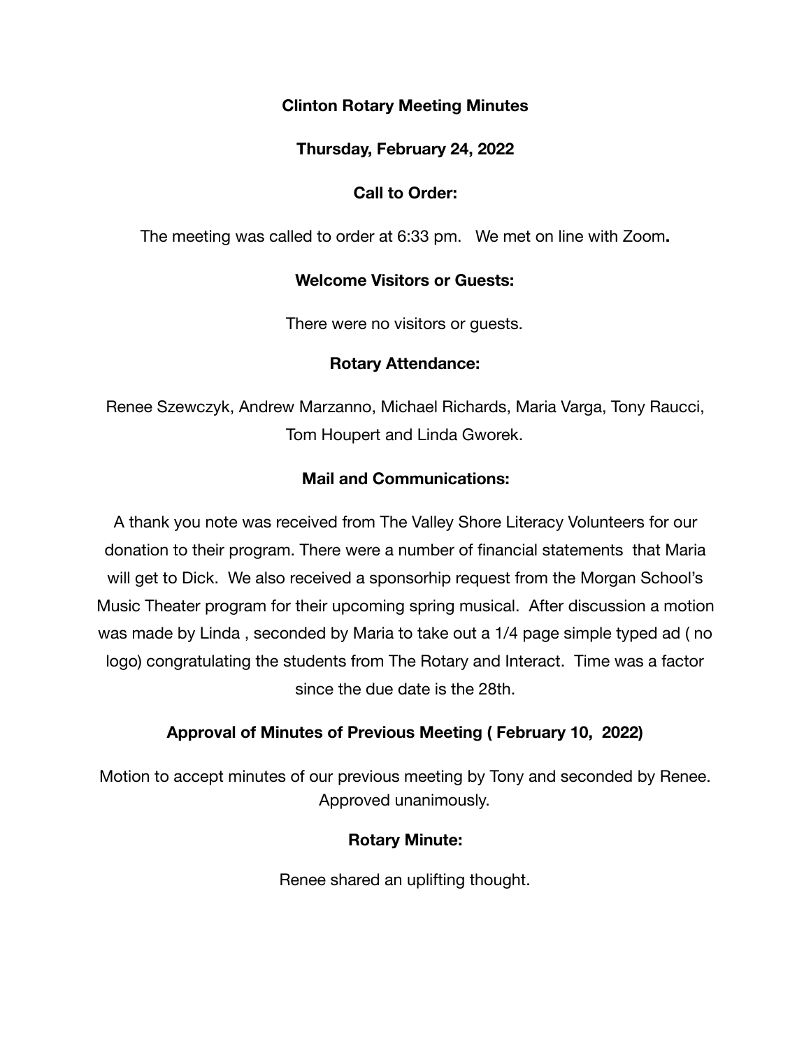**Clinton Rotary Meeting Minutes**

**Thursday, February 24, 2022**

**Call to Order:**

The meeting was called to order at 6:33 pm. We met on line with Zoom**.**

**Welcome Visitors or Guests:**

There were no visitors or guests.

**Rotary Attendance:**

Renee Szewczyk, Andrew Marzanno, Michael Richards, Maria Varga, Tony Raucci, Tom Houpert and Linda Gworek.

**Mail and Communications:**

A thank you note was received from The Valley Shore Literacy Volunteers for our donation to their program. There were a number of financial statements that Maria will get to Dick. We also received a sponsorhip request from the Morgan School's Music Theater program for their upcoming spring musical. After discussion a motion was made by Linda , seconded by Maria to take out a 1/4 page simple typed ad ( no logo) congratulating the students from The Rotary and Interact. Time was a factor since the due date is the 28th.

**Approval of Minutes of Previous Meeting ( February 10, 2022)**

Motion to accept minutes of our previous meeting by Tony and seconded by Renee. Approved unanimously.

**Rotary Minute:**

Renee shared an uplifting thought.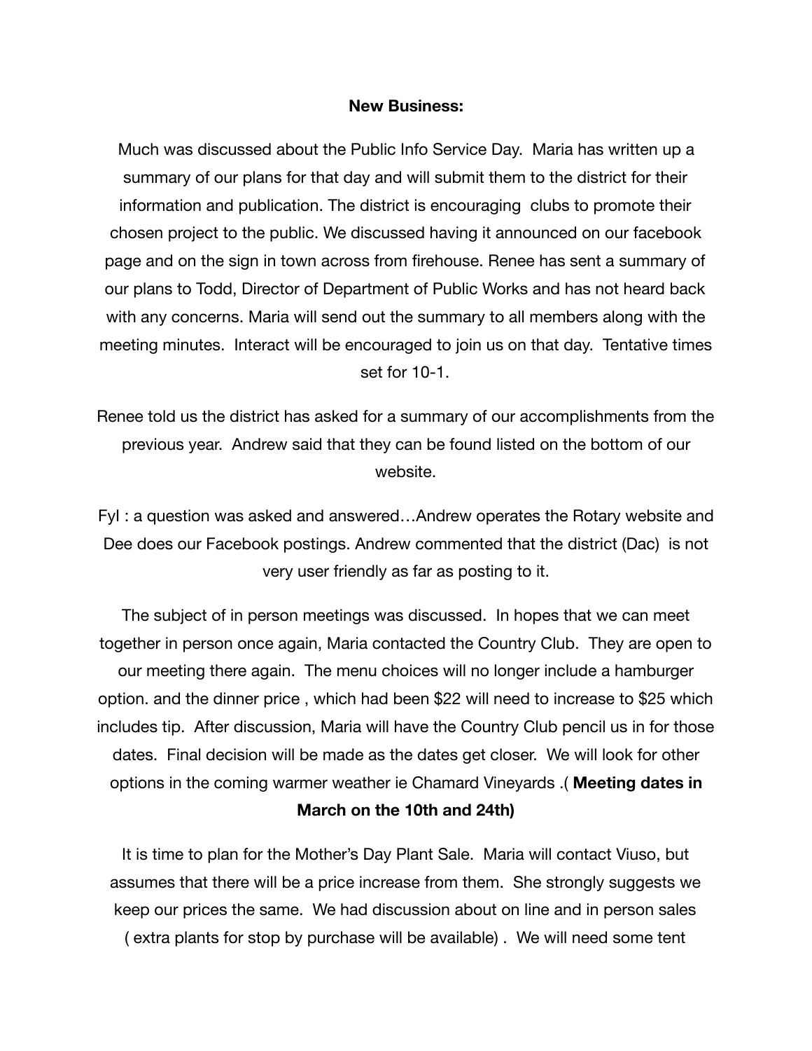**New Business:**

Much was discussed about the Public Info Service Day. Maria has written up a summary of our plans for that day and will submit them to the district for their information and publication. The district is encouraging clubs to promote their chosen project to the public. We discussed having it announced on our facebook page and on the sign in town across from firehouse. Renee has sent a summary of our plans to Todd, Director of Department of Public Works and has not heard back with any concerns. Maria will send out the summary to all members along with the meeting minutes. Interact will be encouraged to join us on that day. Tentative times set for 10-1.

Renee told us the district has asked for a summary of our accomplishments from the previous year. Andrew said that they can be found listed on the bottom of our website.

FyI : a question was asked and answered…Andrew operates the Rotary website and Dee does our Facebook postings. Andrew commented that the district (Dac) is not very user friendly as far as posting to it.

The subject of in person meetings was discussed. In hopes that we can meet together in person once again, Maria contacted the Country Club. They are open to our meeting there again. The menu choices will no longer include a hamburger option. and the dinner price , which had been $22 will need to increase to $25 which includes tip. After discussion, Maria will have the Country Club pencil us in for those dates. Final decision will be made as the dates get closer. We will look for other options in the coming warmer weather ie Chamard Vineyards .( **Meeting dates in March on the 10th and 24th)**

It is time to plan for the Mother's Day Plant Sale. Maria will contact Viuso, but assumes that there will be a price increase from them. She strongly suggests we keep our prices the same. We had discussion about on line and in person sales ( extra plants for stop by purchase will be available) . We will need some tent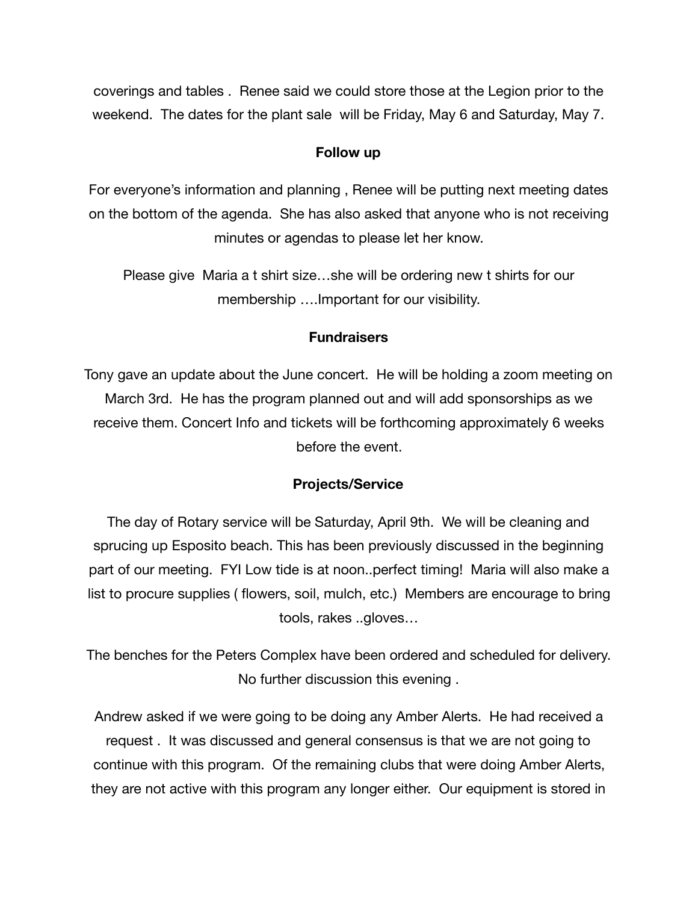coverings and tables . Renee said we could store those at the Legion prior to the weekend. The dates for the plant sale will be Friday, May 6 and Saturday, May 7.

**Follow up**

For everyone's information and planning , Renee will be putting next meeting dates on the bottom of the agenda. She has also asked that anyone who is not receiving minutes or agendas to please let her know.

Please give Maria a t shirt size…she will be ordering new t shirts for our membership ….Important for our visibility.

**Fundraisers**

Tony gave an update about the June concert. He will be holding a zoom meeting on March 3rd. He has the program planned out and will add sponsorships as we receive them. Concert Info and tickets will be forthcoming approximately 6 weeks before the event.

**Projects/Service**

The day of Rotary service will be Saturday, April 9th. We will be cleaning and sprucing up Esposito beach. This has been previously discussed in the beginning part of our meeting. FYI Low tide is at noon..perfect timing! Maria will also make a list to procure supplies ( flowers, soil, mulch, etc.) Members are encourage to bring tools, rakes ..gloves…

The benches for the Peters Complex have been ordered and scheduled for delivery. No further discussion this evening .

Andrew asked if we were going to be doing any Amber Alerts. He had received a request . It was discussed and general consensus is that we are not going to continue with this program. Of the remaining clubs that were doing Amber Alerts, they are not active with this program any longer either. Our equipment is stored in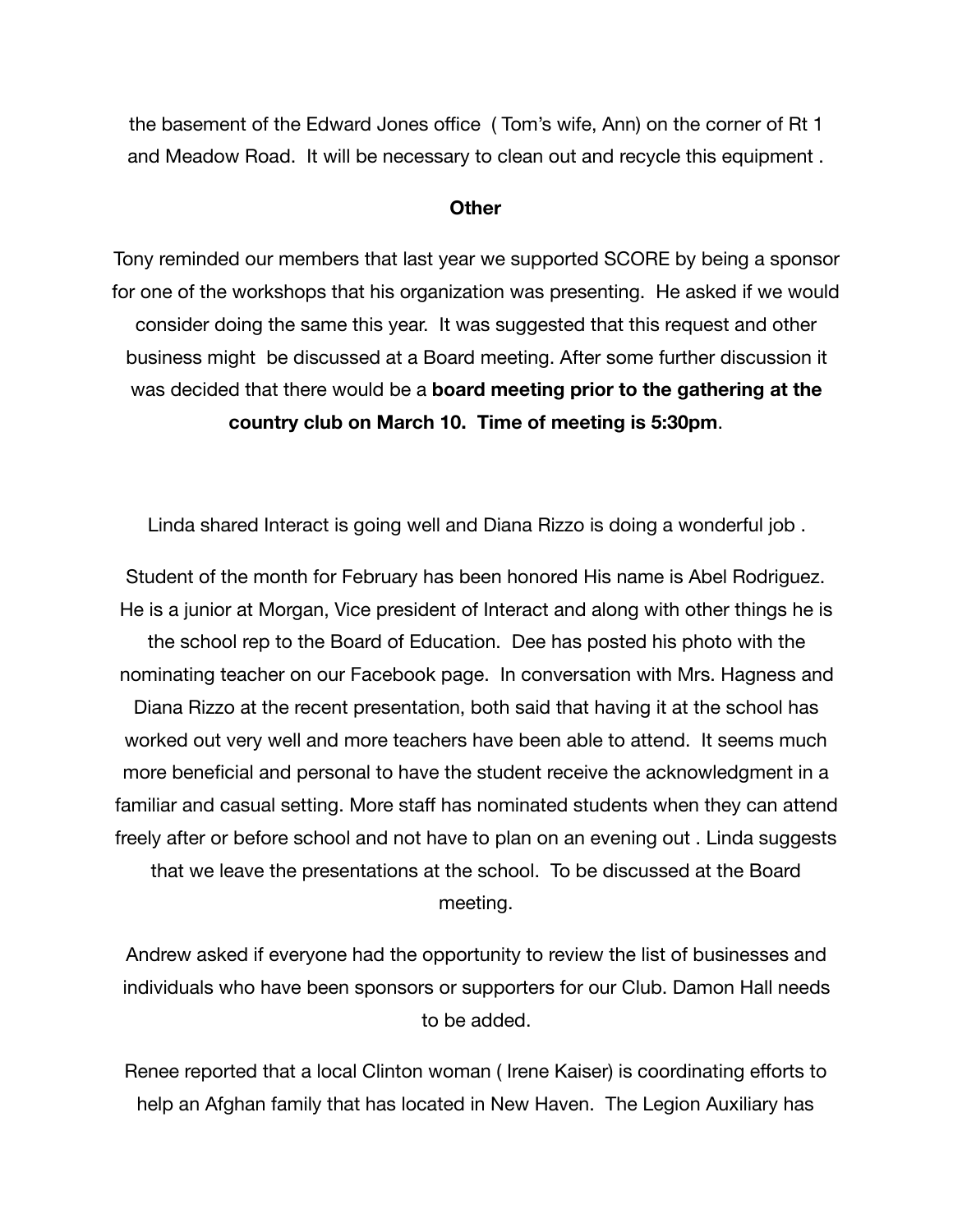the basement of the Edward Jones office ( Tom's wife, Ann) on the corner of Rt 1 and Meadow Road. It will be necessary to clean out and recycle this equipment .

**Other**

Tony reminded our members that last year we supported SCORE by being a sponsor for one of the workshops that his organization was presenting. He asked if we would consider doing the same this year. It was suggested that this request and other business might be discussed at a Board meeting. After some further discussion it was decided that there would be a **board meeting prior to the gathering at the country club on March 10. Time of meeting is 5:30pm**.

Linda shared Interact is going well and Diana Rizzo is doing a wonderful job .

Student of the month for February has been honored His name is Abel Rodriguez. He is a junior at Morgan, Vice president of Interact and along with other things he is the school rep to the Board of Education. Dee has posted his photo with the nominating teacher on our Facebook page. In conversation with Mrs. Hagness and Diana Rizzo at the recent presentation, both said that having it at the school has worked out very well and more teachers have been able to attend. It seems much more beneficial and personal to have the student receive the acknowledgment in a familiar and casual setting. More staff has nominated students when they can attend freely after or before school and not have to plan on an evening out . Linda suggests that we leave the presentations at the school. To be discussed at the Board meeting.

Andrew asked if everyone had the opportunity to review the list of businesses and individuals who have been sponsors or supporters for our Club. Damon Hall needs to be added.

Renee reported that a local Clinton woman ( Irene Kaiser) is coordinating efforts to help an Afghan family that has located in New Haven. The Legion Auxiliary has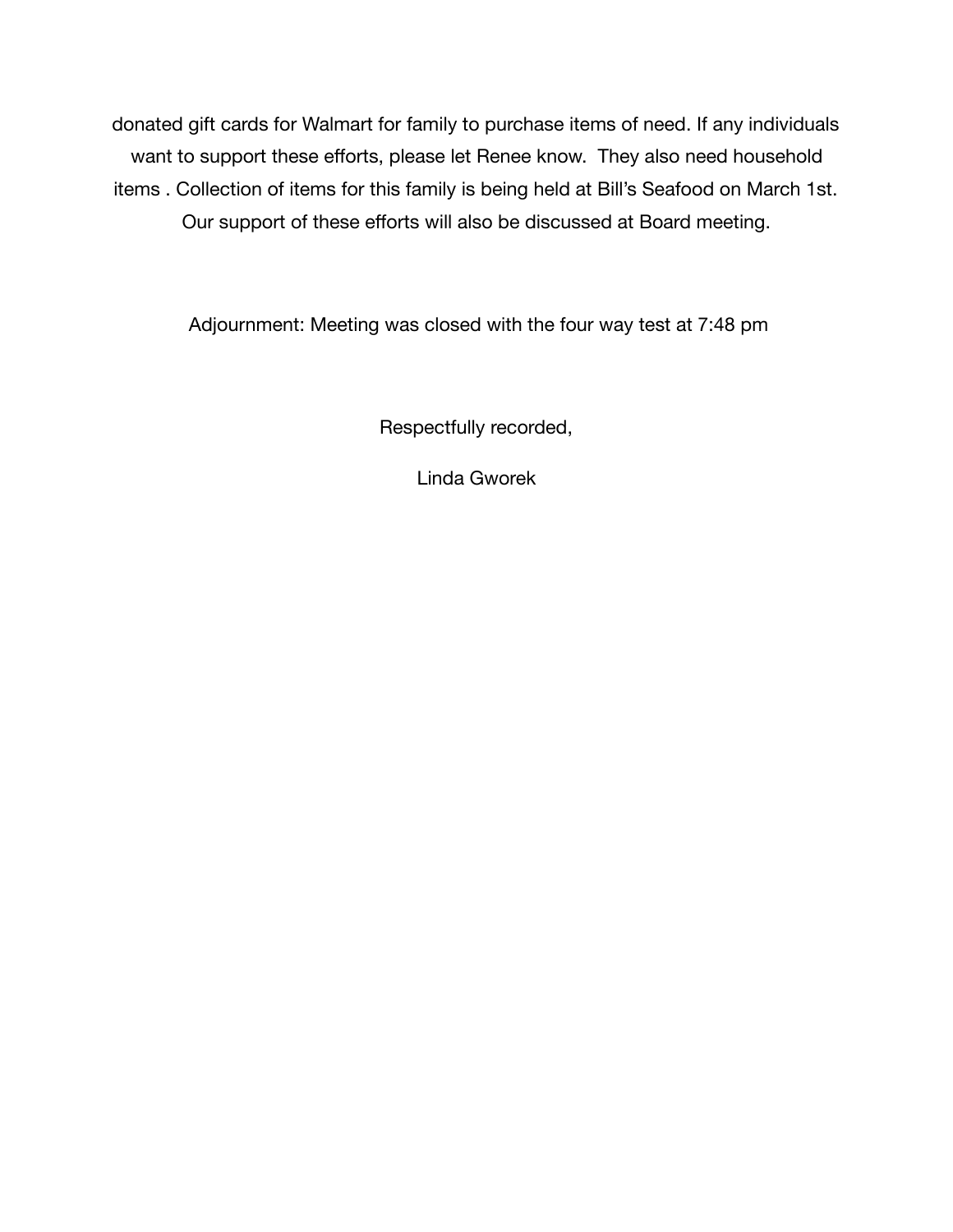donated gift cards for Walmart for family to purchase items of need. If any individuals want to support these efforts, please let Renee know.  They also need household items . Collection of items for this family is being held at Bill's Seafood on March 1st. Our support of these efforts will also be discussed at Board meeting.

Adjournment: Meeting was closed with the four way test at 7:48 pm

Respectfully recorded,

Linda Gworek